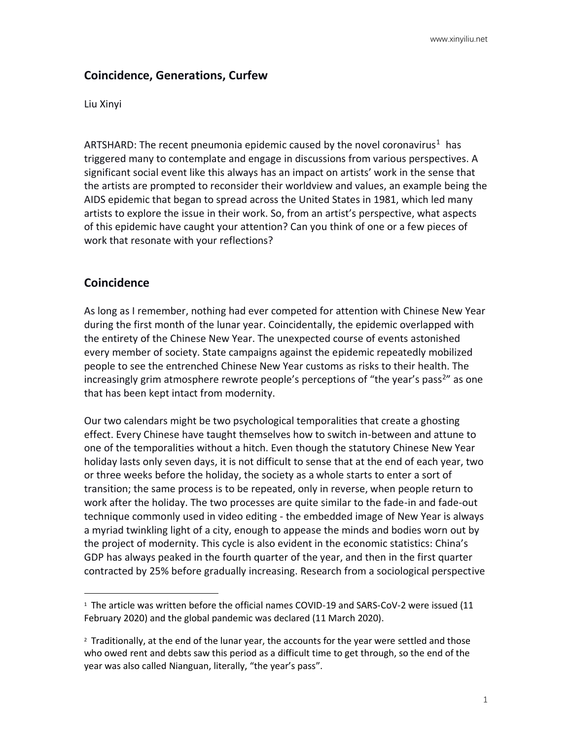## Coincidence, Generations, Curfew

Liu Xinyi

ARTSHARD: The recent pneumonia epidemic caused by the novel coronavirus[1] has triggered many to contemplate and engage in discussions from various perspectives. A significant social event like this always has an impact on artists' work in the sense that the artists are prompted to reconsider their worldview and values, an example being the AIDS epidemic that began to spread across the United States in 1981, which led many artists to explore the issue in their work. So, from an artist's perspective, what aspects of this epidemic have caught your attention? Can you think of one or a few pieces of work that resonate with your reflections?

## Coincidence

As long as I remember, nothing had ever competed for attention with Chinese New Year during the first month of the lunar year. Coincidentally, the epidemic overlapped with the entirety of the Chinese New Year. The unexpected course of events astonished every member of society. State campaigns against the epidemic repeatedly mobilized people to see the entrenched Chinese New Year customs as risks to their health. The increasingly grim atmosphere rewrote people's perceptions of "the year's pass[2]" as one that has been kept intact from modernity.

Our two calendars might be two psychological temporalities that create a ghosting effect. Every Chinese have taught themselves how to switch in-between and attune to one of the temporalities without a hitch. Even though the statutory Chinese New Year holiday lasts only seven days, it is not difficult to sense that at the end of each year, two or three weeks before the holiday, the society as a whole starts to enter a sort of transition; the same process is to be repeated, only in reverse, when people return to work after the holiday. The two processes are quite similar to the fade-in and fade-out technique commonly used in video editing - the embedded image of New Year is always a myriad twinkling light of a city, enough to appease the minds and bodies worn out by the project of modernity. This cycle is also evident in the economic statistics: China's GDP has always peaked in the fourth quarter of the year, and then in the first quarter contracted by 25% before gradually increasing. Research from a sociological perspective

---

[1] The article was written before the official names COVID-19 and SARS-CoV-2 were issued (11 February 2020) and the global pandemic was declared (11 March 2020).

[2] Traditionally, at the end of the lunar year, the accounts for the year were settled and those who owed rent and debts saw this period as a difficult time to get through, so the end of the year was also called Nianguan, literally, "the year's pass".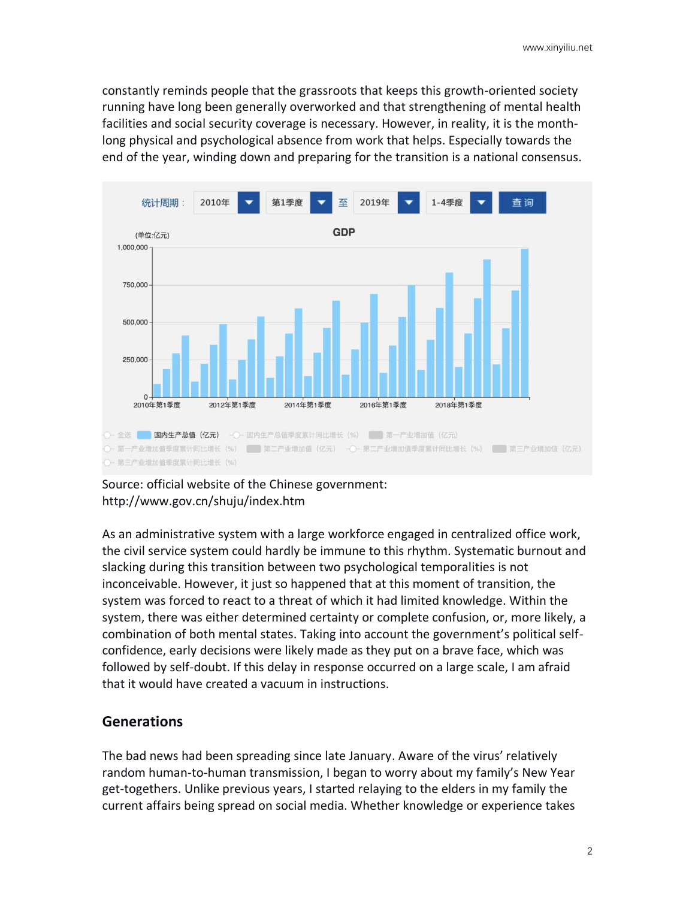constantly reminds people that the grassroots that keeps this growth-oriented society running have long been generally overworked and that strengthening of mental health facilities and social security coverage is necessary. However, in reality, it is the month-long physical and psychological absence from work that helps. Especially towards the end of the year, winding down and preparing for the transition is a national consensus.

统计周期： 2010年 第1季度 至 2019年 1-4季度 查询

GDP

(单位:亿元)

1,000,000
750,000
500,000
250,000
0

2010年第1季度
2012年第1季度
2014年第1季度
2016年第1季度
2018年第1季度

全选 国内生产总值（亿元） 国内生产总值季度累计同比增长（%） 第一产业增加值（亿元）
第一产业增加值季度累计同比增长（%） 第二产业增加值（亿元） 第二产业增加值季度累计同比增长（%） 第三产业增加值（亿元）
第三产业增加值季度累计同比增长（%）

Source: official website of the Chinese government: http://www.gov.cn/shuju/index.htm

As an administrative system with a large workforce engaged in centralized office work, the civil service system could hardly be immune to this rhythm. Systematic burnout and slacking during this transition between two psychological temporalities is not inconceivable. However, it just so happened that at this moment of transition, the system was forced to react to a threat of which it had limited knowledge. Within the system, there was either determined certainty or complete confusion, or, more likely, a combination of both mental states. Taking into account the government's political self-confidence, early decisions were likely made as they put on a brave face, which was followed by self-doubt. If this delay in response occurred on a large scale, I am afraid that it would have created a vacuum in instructions.

## Generations

The bad news had been spreading since late January. Aware of the virus' relatively random human-to-human transmission, I began to worry about my family's New Year get-togethers. Unlike previous years, I started relaying to the elders in my family the current affairs being spread on social media. Whether knowledge or experience takes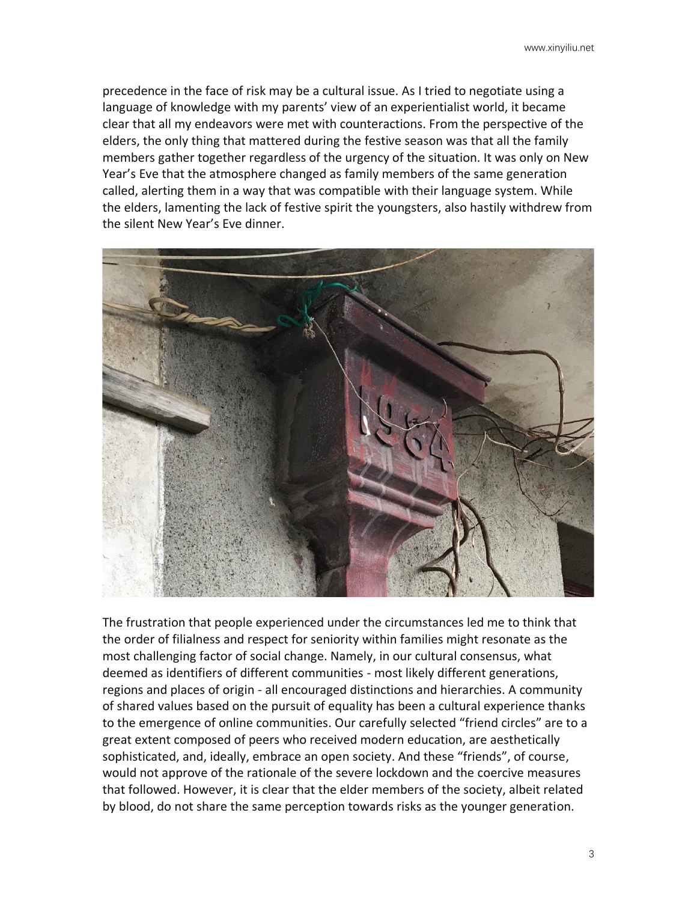precedence in the face of risk may be a cultural issue. As I tried to negotiate using a language of knowledge with my parents' view of an experientialist world, it became clear that all my endeavors were met with counteractions. From the perspective of the elders, the only thing that mattered during the festive season was that all the family members gather together regardless of the urgency of the situation. It was only on New Year's Eve that the atmosphere changed as family members of the same generation called, alerting them in a way that was compatible with their language system. While the elders, lamenting the lack of festive spirit the youngsters, also hastily withdrew from the silent New Year's Eve dinner.

The frustration that people experienced under the circumstances led me to think that the order of filialness and respect for seniority within families might resonate as the most challenging factor of social change. Namely, in our cultural consensus, what deemed as identifiers of different communities - most likely different generations, regions and places of origin - all encouraged distinctions and hierarchies. A community of shared values based on the pursuit of equality has been a cultural experience thanks to the emergence of online communities. Our carefully selected "friend circles" are to a great extent composed of peers who received modern education, are aesthetically sophisticated, and, ideally, embrace an open society. And these "friends", of course, would not approve of the rationale of the severe lockdown and the coercive measures that followed. However, it is clear that the elder members of the society, albeit related by blood, do not share the same perception towards risks as the younger generation.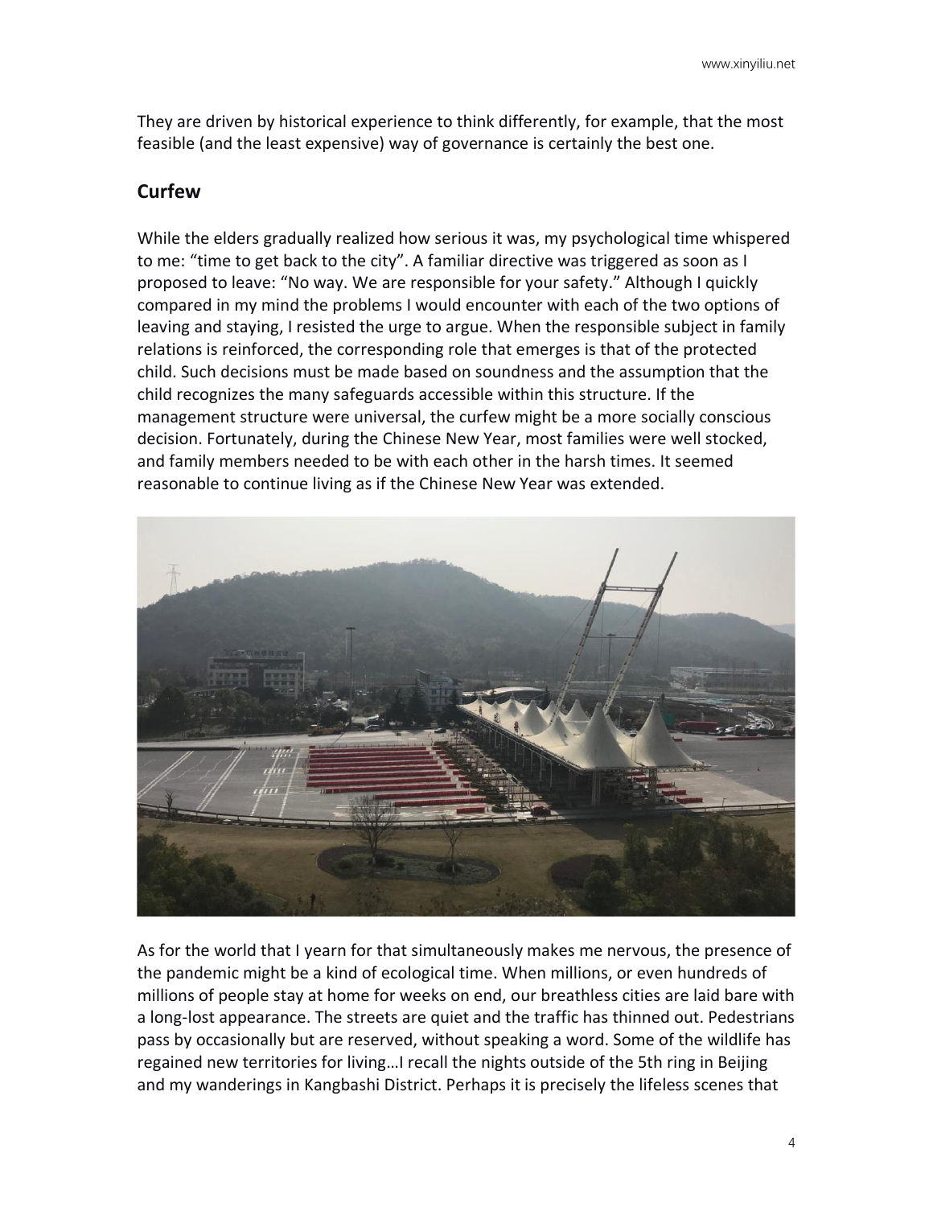They are driven by historical experience to think differently, for example, that the most feasible (and the least expensive) way of governance is certainly the best one.

## Curfew

While the elders gradually realized how serious it was, my psychological time whispered to me: "time to get back to the city". A familiar directive was triggered as soon as I proposed to leave: "No way. We are responsible for your safety." Although I quickly compared in my mind the problems I would encounter with each of the two options of leaving and staying, I resisted the urge to argue. When the responsible subject in family relations is reinforced, the corresponding role that emerges is that of the protected child. Such decisions must be made based on soundness and the assumption that the child recognizes the many safeguards accessible within this structure. If the management structure were universal, the curfew might be a more socially conscious decision. Fortunately, during the Chinese New Year, most families were well stocked, and family members needed to be with each other in the harsh times. It seemed reasonable to continue living as if the Chinese New Year was extended.

As for the world that I yearn for that simultaneously makes me nervous, the presence of the pandemic might be a kind of ecological time. When millions, or even hundreds of millions of people stay at home for weeks on end, our breathless cities are laid bare with a long-lost appearance. The streets are quiet and the traffic has thinned out. Pedestrians pass by occasionally but are reserved, without speaking a word. Some of the wildlife has regained new territories for living…I recall the nights outside of the 5th ring in Beijing and my wanderings in Kangbashi District. Perhaps it is precisely the lifeless scenes that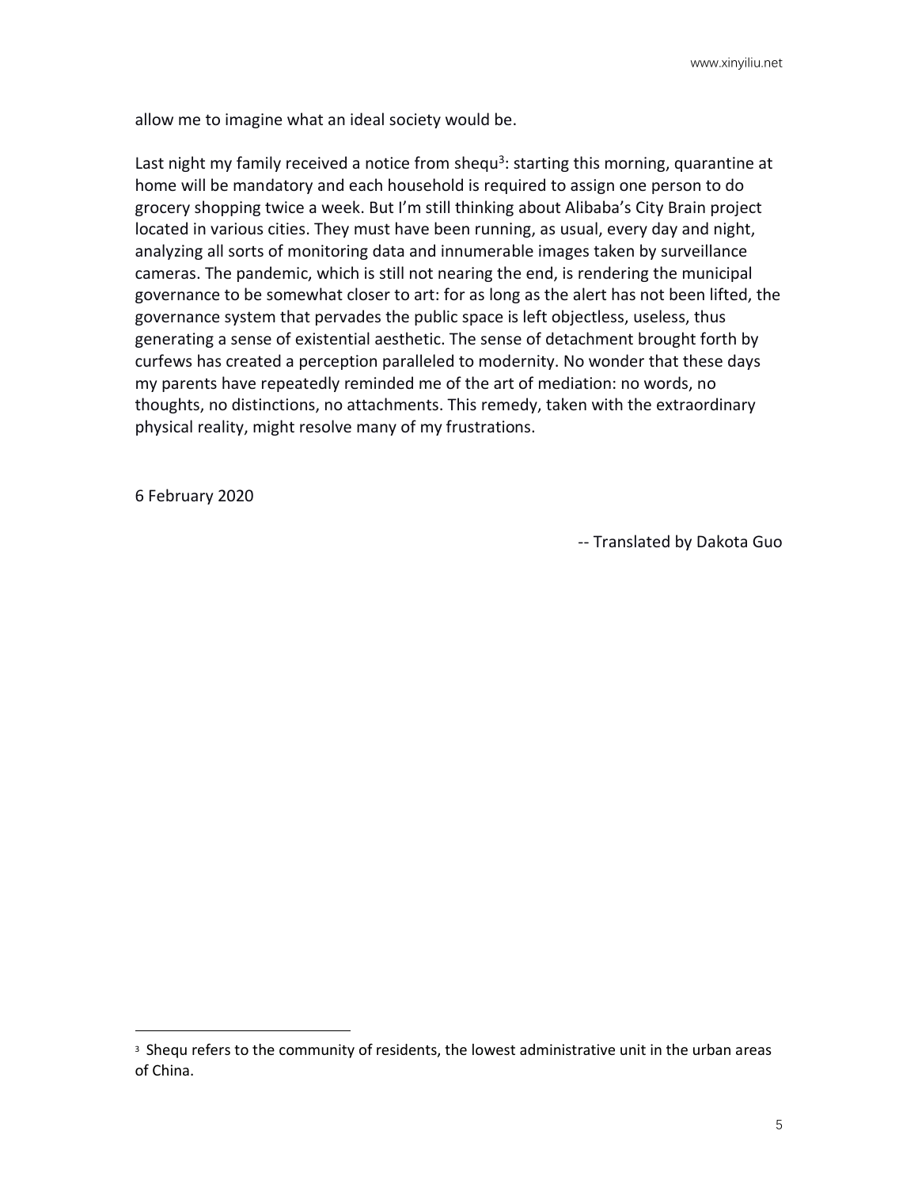allow me to imagine what an ideal society would be.

Last night my family received a notice from shequ[3]: starting this morning, quarantine at home will be mandatory and each household is required to assign one person to do grocery shopping twice a week. But I'm still thinking about Alibaba's City Brain project located in various cities. They must have been running, as usual, every day and night, analyzing all sorts of monitoring data and innumerable images taken by surveillance cameras. The pandemic, which is still not nearing the end, is rendering the municipal governance to be somewhat closer to art: for as long as the alert has not been lifted, the governance system that pervades the public space is left objectless, useless, thus generating a sense of existential aesthetic. The sense of detachment brought forth by curfews has created a perception paralleled to modernity. No wonder that these days my parents have repeatedly reminded me of the art of mediation: no words, no thoughts, no distinctions, no attachments. This remedy, taken with the extraordinary physical reality, might resolve many of my frustrations.

6 February 2020

-- Translated by Dakota Guo

[3] Shequ refers to the community of residents, the lowest administrative unit in the urban areas of China.